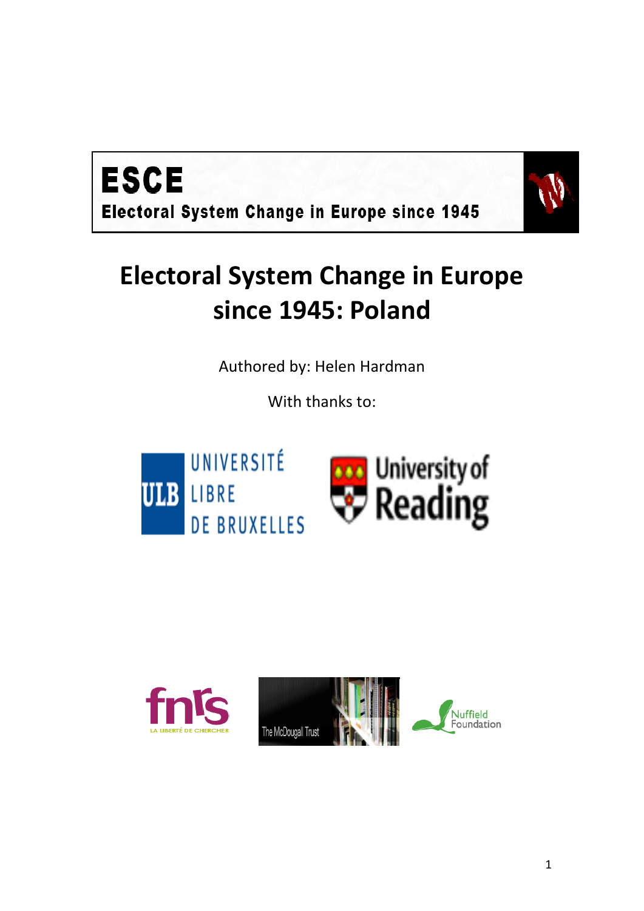**ESCE**

**Electoral System Change in Europe since 1945**

# Electoral System Change in Europe since 1945: Poland

Authored by: Helen Hardman

With thanks to:

UNIVERSITÉ LIBRE DE BRUXELLES

University of Reading

fnrs LA LIBERTÉ DE CHERCHER

The McDougall Trust

Nuffield Foundation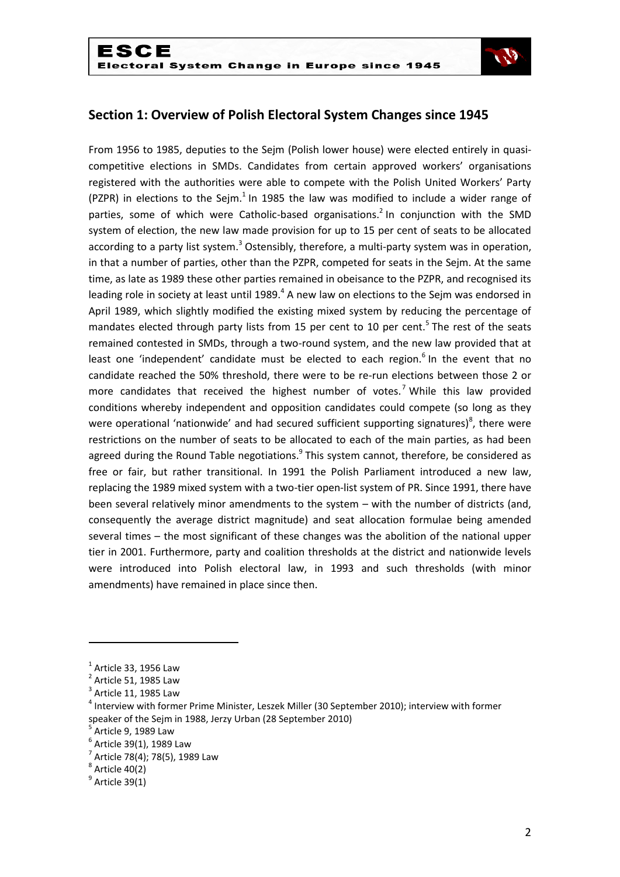## Section 1: Overview of Polish Electoral System Changes since 1945

From 1956 to 1985, deputies to the Sejm (Polish lower house) were elected entirely in quasi-competitive elections in SMDs. Candidates from certain approved workers' organisations registered with the authorities were able to compete with the Polish United Workers' Party (PZPR) in elections to the Sejm.[1] In 1985 the law was modified to include a wider range of parties, some of which were Catholic-based organisations.[2] In conjunction with the SMD system of election, the new law made provision for up to 15 per cent of seats to be allocated according to a party list system.[3] Ostensibly, therefore, a multi-party system was in operation, in that a number of parties, other than the PZPR, competed for seats in the Sejm. At the same time, as late as 1989 these other parties remained in obeisance to the PZPR, and recognised its leading role in society at least until 1989.[4] A new law on elections to the Sejm was endorsed in April 1989, which slightly modified the existing mixed system by reducing the percentage of mandates elected through party lists from 15 per cent to 10 per cent.[5] The rest of the seats remained contested in SMDs, through a two-round system, and the new law provided that at least one 'independent' candidate must be elected to each region.[6] In the event that no candidate reached the 50% threshold, there were to be re-run elections between those 2 or more candidates that received the highest number of votes.[7] While this law provided conditions whereby independent and opposition candidates could compete (so long as they were operational 'nationwide' and had secured sufficient supporting signatures)[8], there were restrictions on the number of seats to be allocated to each of the main parties, as had been agreed during the Round Table negotiations.[9] This system cannot, therefore, be considered as free or fair, but rather transitional. In 1991 the Polish Parliament introduced a new law, replacing the 1989 mixed system with a two-tier open-list system of PR. Since 1991, there have been several relatively minor amendments to the system – with the number of districts (and, consequently the average district magnitude) and seat allocation formulae being amended several times – the most significant of these changes was the abolition of the national upper tier in 2001. Furthermore, party and coalition thresholds at the district and nationwide levels were introduced into Polish electoral law, in 1993 and such thresholds (with minor amendments) have remained in place since then.

[1] Article 33, 1956 Law
[2] Article 51, 1985 Law
[3] Article 11, 1985 Law
[4] Interview with former Prime Minister, Leszek Miller (30 September 2010); interview with former speaker of the Sejm in 1988, Jerzy Urban (28 September 2010)
[5] Article 9, 1989 Law
[6] Article 39(1), 1989 Law
[7] Article 78(4); 78(5), 1989 Law
[8] Article 40(2)
[9] Article 39(1)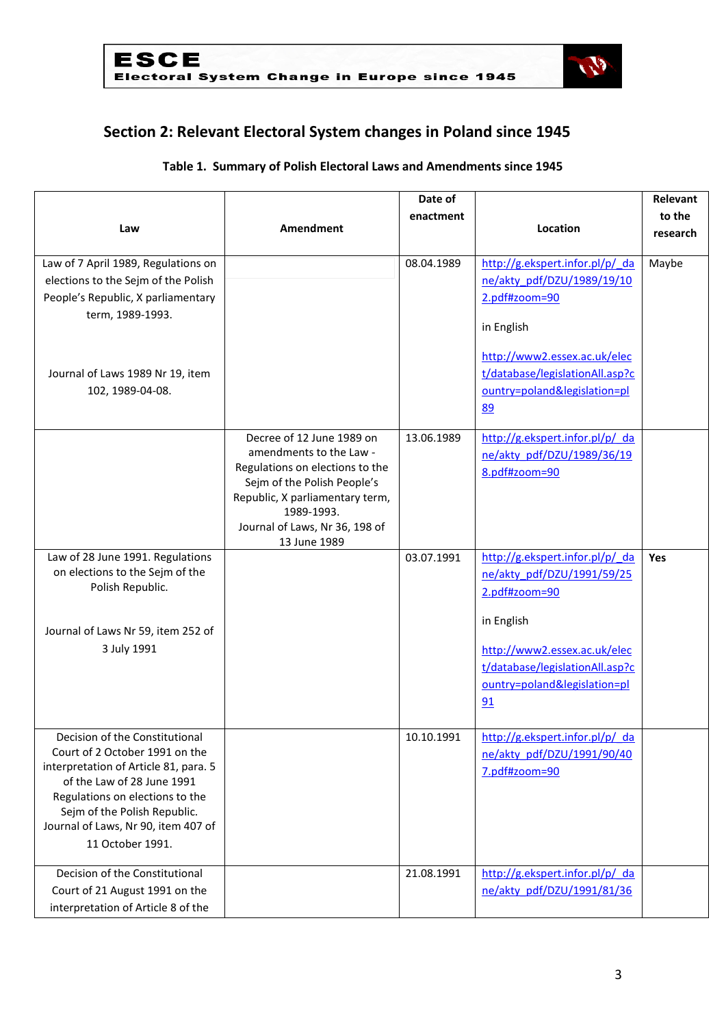## Section 2: Relevant Electoral System changes in Poland since 1945

**Table 1. Summary of Polish Electoral Laws and Amendments since 1945**

| Law | Amendment | Date of enactment | Location | Relevant to the research |
|---|---|---|---|---|
| Law of 7 April 1989, Regulations on elections to the Sejm of the Polish People's Republic, X parliamentary term, 1989-1993. Journal of Laws 1989 Nr 19, item 102, 1989-04-08. | | 08.04.1989 | http://g.ekspert.infor.pl/p/_dane/akty_pdf/DZU/1989/19/102.pdf#zoom=90 in English http://www2.essex.ac.uk/elect/database/legislationAll.asp?country=poland&legislation=pl89 | Maybe |
| | Decree of 12 June 1989 on amendments to the Law - Regulations on elections to the Sejm of the Polish People's Republic, X parliamentary term, 1989-1993. Journal of Laws, Nr 36, 198 of 13 June 1989 | 13.06.1989 | http://g.ekspert.infor.pl/p/_dane/akty_pdf/DZU/1989/36/198.pdf#zoom=90 | |
| Law of 28 June 1991. Regulations on elections to the Sejm of the Polish Republic. Journal of Laws Nr 59, item 252 of 3 July 1991 | | 03.07.1991 | http://g.ekspert.infor.pl/p/_dane/akty_pdf/DZU/1991/59/252.pdf#zoom=90 in English http://www2.essex.ac.uk/elect/database/legislationAll.asp?country=poland&legislation=pl91 | **Yes** |
| Decision of the Constitutional Court of 2 October 1991 on the interpretation of Article 81, para. 5 of the Law of 28 June 1991 Regulations on elections to the Sejm of the Polish Republic. Journal of Laws, Nr 90, item 407 of 11 October 1991. | | 10.10.1991 | http://g.ekspert.infor.pl/p/_dane/akty_pdf/DZU/1991/90/407.pdf#zoom=90 | |
| Decision of the Constitutional Court of 21 August 1991 on the interpretation of Article 8 of the | | 21.08.1991 | http://g.ekspert.infor.pl/p/_dane/akty_pdf/DZU/1991/81/36 | |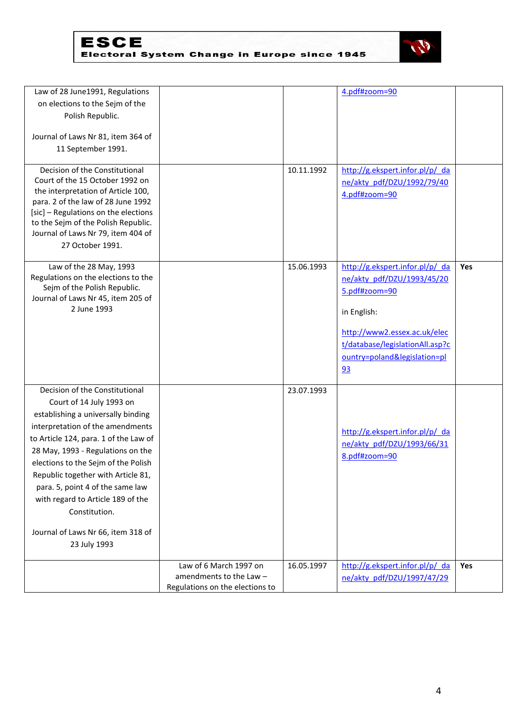| | | | | |
|---|---|---|---|---|
| Law of 28 June1991, Regulations on elections to the Sejm of the Polish Republic.<br><br>Journal of Laws Nr 81, item 364 of 11 September 1991. | | | 4.pdf#zoom=90 | |
| Decision of the Constitutional Court of the 15 October 1992 on the interpretation of Article 100, para. 2 of the law of 28 June 1992 [sic] – Regulations on the elections to the Sejm of the Polish Republic. Journal of Laws Nr 79, item 404 of 27 October 1991. | | 10.11.1992 | http://g.ekspert.infor.pl/p/_dane/akty_pdf/DZU/1992/79/404.pdf#zoom=90 | |
| Law of the 28 May, 1993 Regulations on the elections to the Sejm of the Polish Republic. Journal of Laws Nr 45, item 205 of 2 June 1993 | | 15.06.1993 | http://g.ekspert.infor.pl/p/_dane/akty_pdf/DZU/1993/45/205.pdf#zoom=90<br><br>in English:<br><br>http://www2.essex.ac.uk/elect/database/legislationAll.asp?country=poland&legislation=pl93 | **Yes** |
| Decision of the Constitutional Court of 14 July 1993 on establishing a universally binding interpretation of the amendments to Article 124, para. 1 of the Law of 28 May, 1993 - Regulations on the elections to the Sejm of the Polish Republic together with Article 81, para. 5, point 4 of the same law with regard to Article 189 of the Constitution.<br><br>Journal of Laws Nr 66, item 318 of 23 July 1993 | | 23.07.1993 | http://g.ekspert.infor.pl/p/_dane/akty_pdf/DZU/1993/66/318.pdf#zoom=90 | |
| | Law of 6 March 1997 on amendments to the Law – Regulations on the elections to | 16.05.1997 | http://g.ekspert.infor.pl/p/_dane/akty_pdf/DZU/1997/47/29 | **Yes** |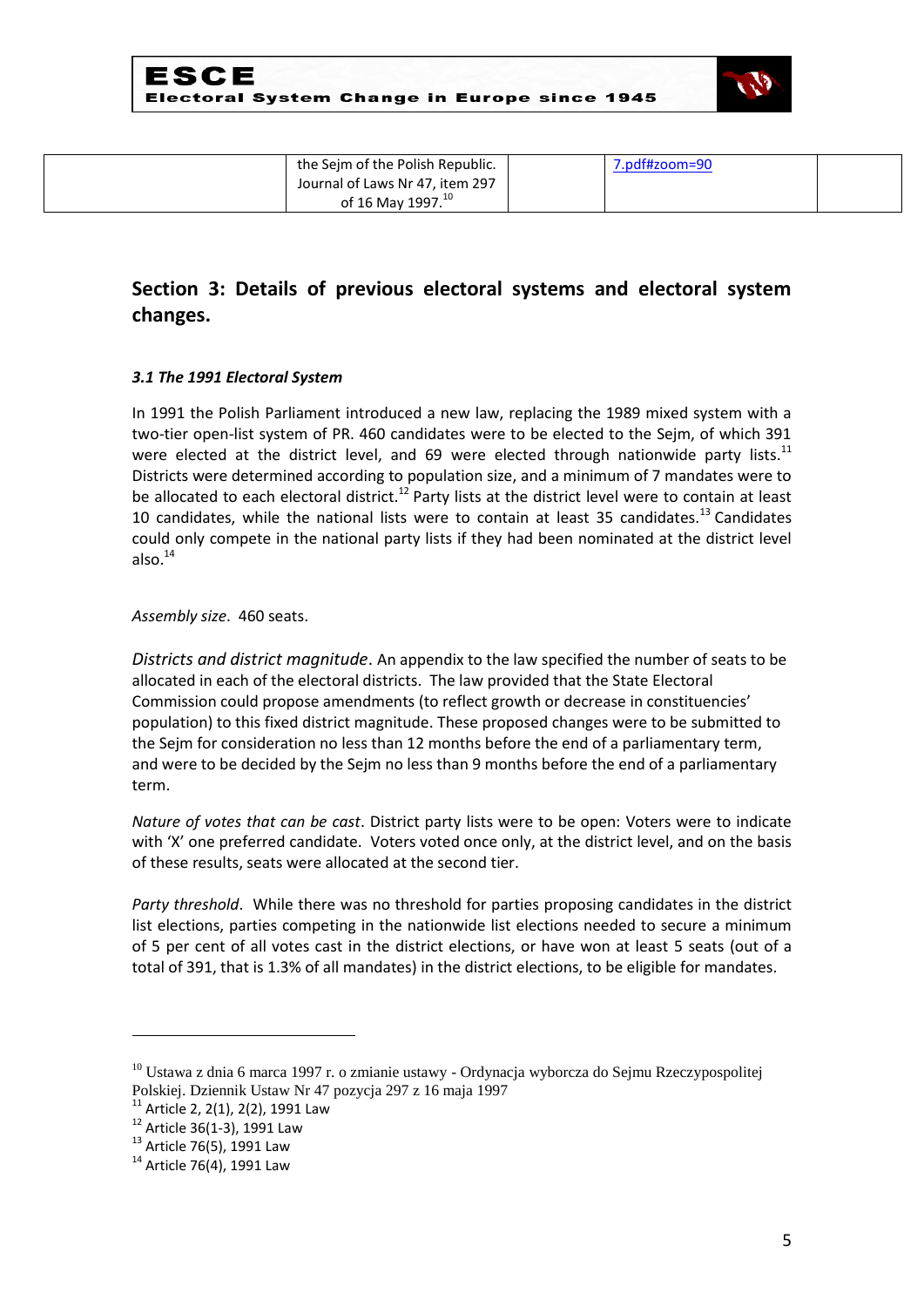| | the Sejm of the Polish Republic. Journal of Laws Nr 47, item 297 of 16 May 1997.[10] | | 7.pdf#zoom=90 | |
|---|---|---|---|---|

## Section 3: Details of previous electoral systems and electoral system changes.

### *3.1 The 1991 Electoral System*

In 1991 the Polish Parliament introduced a new law, replacing the 1989 mixed system with a two-tier open-list system of PR. 460 candidates were to be elected to the Sejm, of which 391 were elected at the district level, and 69 were elected through nationwide party lists.[11] Districts were determined according to population size, and a minimum of 7 mandates were to be allocated to each electoral district.[12] Party lists at the district level were to contain at least 10 candidates, while the national lists were to contain at least 35 candidates.[13] Candidates could only compete in the national party lists if they had been nominated at the district level also.[14]

*Assembly size*. 460 seats.

*Districts and district magnitude*. An appendix to the law specified the number of seats to be allocated in each of the electoral districts. The law provided that the State Electoral Commission could propose amendments (to reflect growth or decrease in constituencies' population) to this fixed district magnitude. These proposed changes were to be submitted to the Sejm for consideration no less than 12 months before the end of a parliamentary term, and were to be decided by the Sejm no less than 9 months before the end of a parliamentary term.

*Nature of votes that can be cast*. District party lists were to be open: Voters were to indicate with 'X' one preferred candidate. Voters voted once only, at the district level, and on the basis of these results, seats were allocated at the second tier.

*Party threshold*. While there was no threshold for parties proposing candidates in the district list elections, parties competing in the nationwide list elections needed to secure a minimum of 5 per cent of all votes cast in the district elections, or have won at least 5 seats (out of a total of 391, that is 1.3% of all mandates) in the district elections, to be eligible for mandates.

---

[10] Ustawa z dnia 6 marca 1997 r. o zmianie ustawy - Ordynacja wyborcza do Sejmu Rzeczypospolitej Polskiej. Dziennik Ustaw Nr 47 pozycja 297 z 16 maja 1997

[11] Article 2, 2(1), 2(2), 1991 Law

[12] Article 36(1-3), 1991 Law

[13] Article 76(5), 1991 Law

[14] Article 76(4), 1991 Law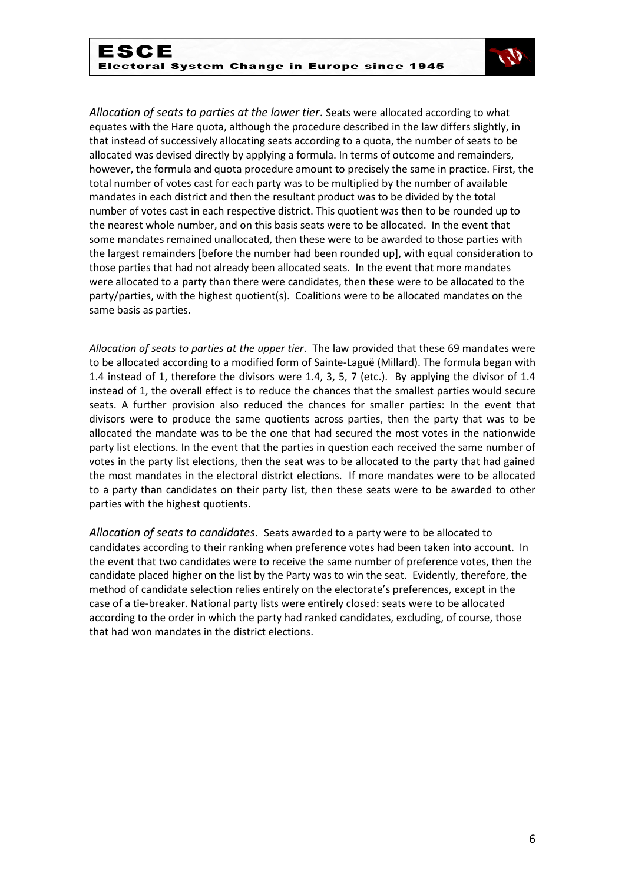*Allocation of seats to parties at the lower tier*. Seats were allocated according to what equates with the Hare quota, although the procedure described in the law differs slightly, in that instead of successively allocating seats according to a quota, the number of seats to be allocated was devised directly by applying a formula. In terms of outcome and remainders, however, the formula and quota procedure amount to precisely the same in practice. First, the total number of votes cast for each party was to be multiplied by the number of available mandates in each district and then the resultant product was to be divided by the total number of votes cast in each respective district. This quotient was then to be rounded up to the nearest whole number, and on this basis seats were to be allocated. In the event that some mandates remained unallocated, then these were to be awarded to those parties with the largest remainders [before the number had been rounded up], with equal consideration to those parties that had not already been allocated seats. In the event that more mandates were allocated to a party than there were candidates, then these were to be allocated to the party/parties, with the highest quotient(s). Coalitions were to be allocated mandates on the same basis as parties.

*Allocation of seats to parties at the upper tier*. The law provided that these 69 mandates were to be allocated according to a modified form of Sainte-Laguë (Millard). The formula began with 1.4 instead of 1, therefore the divisors were 1.4, 3, 5, 7 (etc.). By applying the divisor of 1.4 instead of 1, the overall effect is to reduce the chances that the smallest parties would secure seats. A further provision also reduced the chances for smaller parties: In the event that divisors were to produce the same quotients across parties, then the party that was to be allocated the mandate was to be the one that had secured the most votes in the nationwide party list elections. In the event that the parties in question each received the same number of votes in the party list elections, then the seat was to be allocated to the party that had gained the most mandates in the electoral district elections. If more mandates were to be allocated to a party than candidates on their party list, then these seats were to be awarded to other parties with the highest quotients.

*Allocation of seats to candidates*. Seats awarded to a party were to be allocated to candidates according to their ranking when preference votes had been taken into account. In the event that two candidates were to receive the same number of preference votes, then the candidate placed higher on the list by the Party was to win the seat. Evidently, therefore, the method of candidate selection relies entirely on the electorate's preferences, except in the case of a tie-breaker. National party lists were entirely closed: seats were to be allocated according to the order in which the party had ranked candidates, excluding, of course, those that had won mandates in the district elections.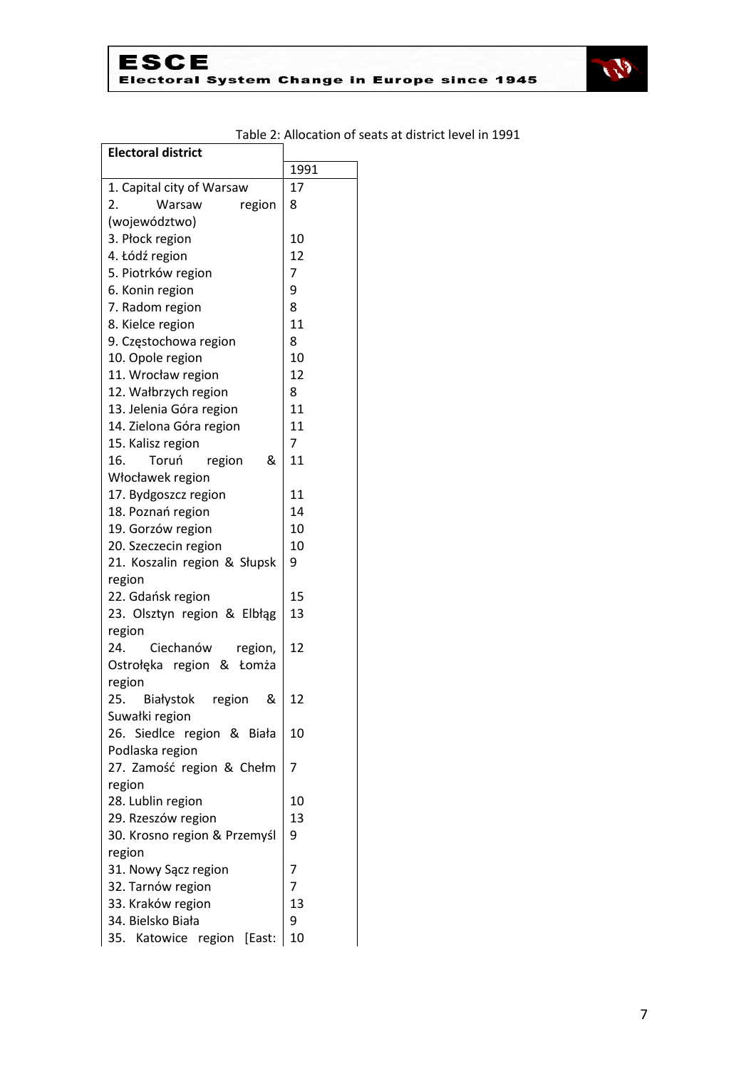Table 2: Allocation of seats at district level in 1991

| Electoral district | 1991 |
|---|---|
| 1. Capital city of Warsaw | 17 |
| 2. Warsaw region (województwo) | 8 |
| 3. Płock region | 10 |
| 4. Łódź region | 12 |
| 5. Piotrków region | 7 |
| 6. Konin region | 9 |
| 7. Radom region | 8 |
| 8. Kielce region | 11 |
| 9. Częstochowa region | 8 |
| 10. Opole region | 10 |
| 11. Wrocław region | 12 |
| 12. Wałbrzych region | 8 |
| 13. Jelenia Góra region | 11 |
| 14. Zielona Góra region | 11 |
| 15. Kalisz region | 7 |
| 16. Toruń region & Włocławek region | 11 |
| 17. Bydgoszcz region | 11 |
| 18. Poznań region | 14 |
| 19. Gorzów region | 10 |
| 20. Szczecin region | 10 |
| 21. Koszalin region & Słupsk region | 9 |
| 22. Gdańsk region | 15 |
| 23. Olsztyn region & Elbląg region | 13 |
| 24. Ciechanów region, Ostrołęka region & Łomża region | 12 |
| 25. Białystok region & Suwałki region | 12 |
| 26. Siedlce region & Biała Podlaska region | 10 |
| 27. Zamość region & Chełm region | 7 |
| 28. Lublin region | 10 |
| 29. Rzeszów region | 13 |
| 30. Krosno region & Przemyśl region | 9 |
| 31. Nowy Sącz region | 7 |
| 32. Tarnów region | 7 |
| 33. Kraków region | 13 |
| 34. Bielsko Biała | 9 |
| 35. Katowice region [East: | 10 |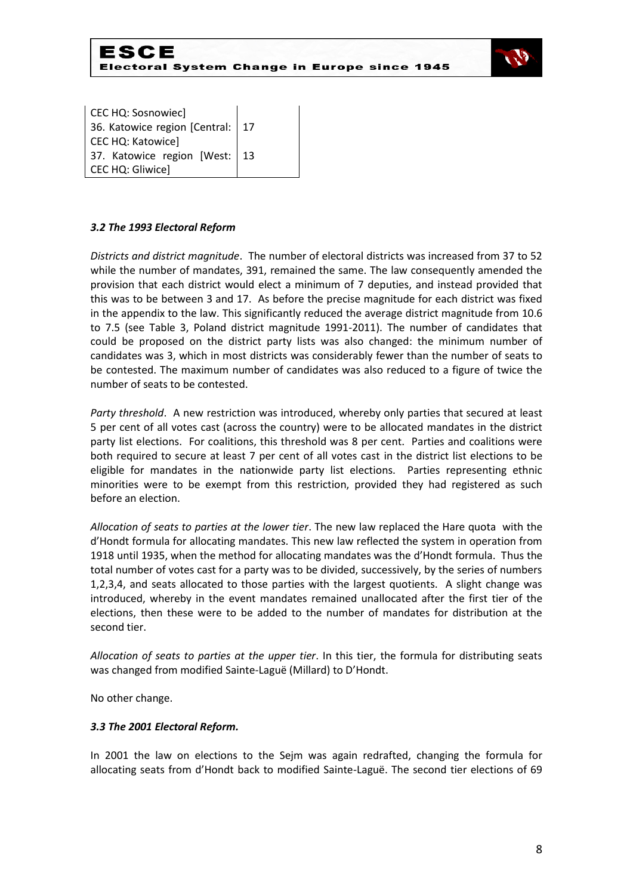| | |
|---|---|
| CEC HQ: Sosnowiec] | |
| 36. Katowice region [Central: CEC HQ: Katowice] | 17 |
| 37. Katowice region [West: CEC HQ: Gliwice] | 13 |

### *3.2 The 1993 Electoral Reform*

*Districts and district magnitude*. The number of electoral districts was increased from 37 to 52 while the number of mandates, 391, remained the same. The law consequently amended the provision that each district would elect a minimum of 7 deputies, and instead provided that this was to be between 3 and 17. As before the precise magnitude for each district was fixed in the appendix to the law. This significantly reduced the average district magnitude from 10.6 to 7.5 (see Table 3, Poland district magnitude 1991-2011). The number of candidates that could be proposed on the district party lists was also changed: the minimum number of candidates was 3, which in most districts was considerably fewer than the number of seats to be contested. The maximum number of candidates was also reduced to a figure of twice the number of seats to be contested.

*Party threshold*. A new restriction was introduced, whereby only parties that secured at least 5 per cent of all votes cast (across the country) were to be allocated mandates in the district party list elections. For coalitions, this threshold was 8 per cent. Parties and coalitions were both required to secure at least 7 per cent of all votes cast in the district list elections to be eligible for mandates in the nationwide party list elections. Parties representing ethnic minorities were to be exempt from this restriction, provided they had registered as such before an election.

*Allocation of seats to parties at the lower tier*. The new law replaced the Hare quota with the d'Hondt formula for allocating mandates. This new law reflected the system in operation from 1918 until 1935, when the method for allocating mandates was the d'Hondt formula. Thus the total number of votes cast for a party was to be divided, successively, by the series of numbers 1,2,3,4, and seats allocated to those parties with the largest quotients. A slight change was introduced, whereby in the event mandates remained unallocated after the first tier of the elections, then these were to be added to the number of mandates for distribution at the second tier.

*Allocation of seats to parties at the upper tier*. In this tier, the formula for distributing seats was changed from modified Sainte-Laguë (Millard) to D'Hondt.

No other change.

### *3.3 The 2001 Electoral Reform.*

In 2001 the law on elections to the Sejm was again redrafted, changing the formula for allocating seats from d'Hondt back to modified Sainte-Laguë. The second tier elections of 69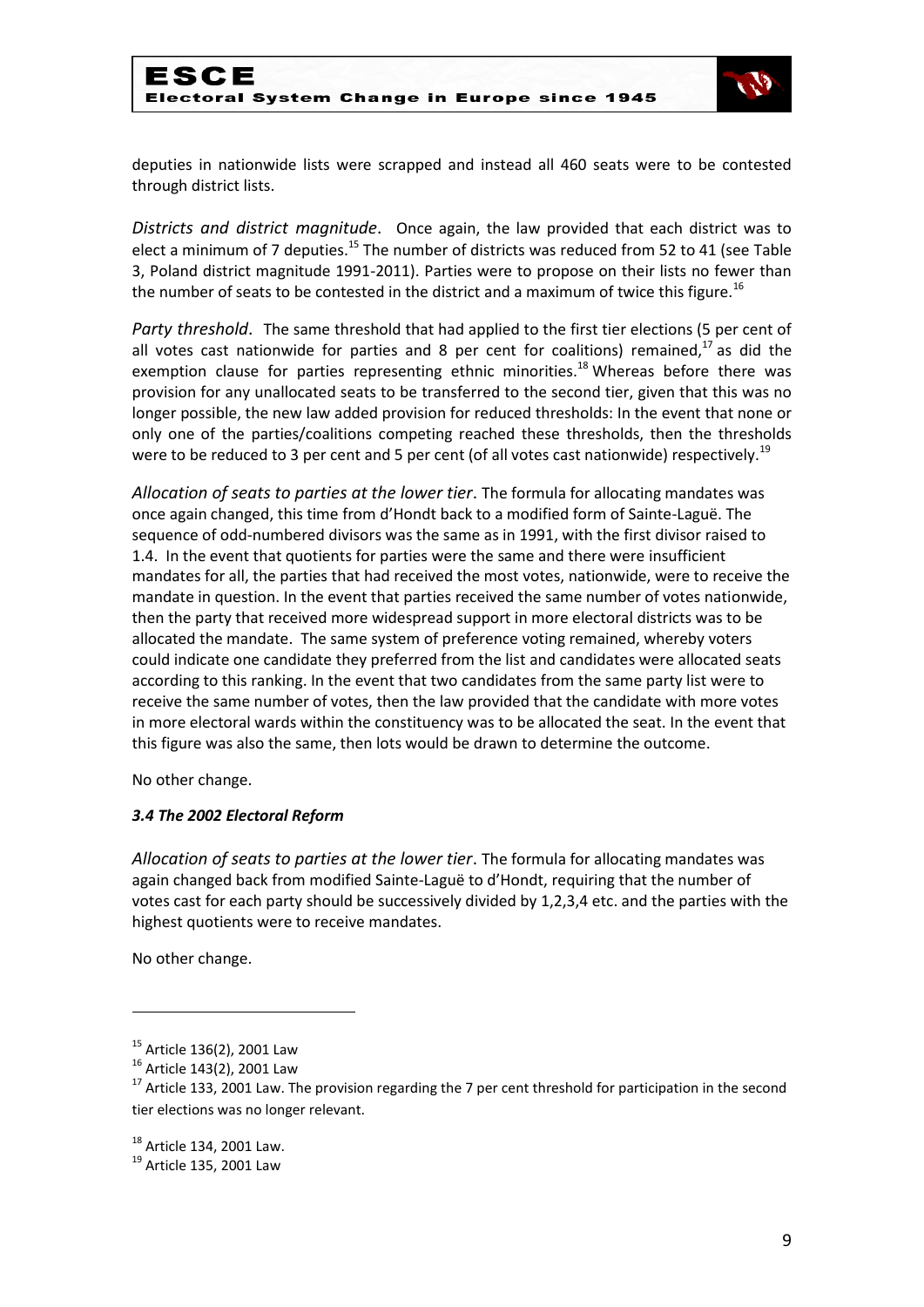deputies in nationwide lists were scrapped and instead all 460 seats were to be contested through district lists.

*Districts and district magnitude*. Once again, the law provided that each district was to elect a minimum of 7 deputies.[15] The number of districts was reduced from 52 to 41 (see Table 3, Poland district magnitude 1991-2011). Parties were to propose on their lists no fewer than the number of seats to be contested in the district and a maximum of twice this figure.[16]

*Party threshold*. The same threshold that had applied to the first tier elections (5 per cent of all votes cast nationwide for parties and 8 per cent for coalitions) remained,[17] as did the exemption clause for parties representing ethnic minorities.[18] Whereas before there was provision for any unallocated seats to be transferred to the second tier, given that this was no longer possible, the new law added provision for reduced thresholds: In the event that none or only one of the parties/coalitions competing reached these thresholds, then the thresholds were to be reduced to 3 per cent and 5 per cent (of all votes cast nationwide) respectively.[19]

*Allocation of seats to parties at the lower tier*. The formula for allocating mandates was once again changed, this time from d'Hondt back to a modified form of Sainte-Laguë. The sequence of odd-numbered divisors was the same as in 1991, with the first divisor raised to 1.4. In the event that quotients for parties were the same and there were insufficient mandates for all, the parties that had received the most votes, nationwide, were to receive the mandate in question. In the event that parties received the same number of votes nationwide, then the party that received more widespread support in more electoral districts was to be allocated the mandate. The same system of preference voting remained, whereby voters could indicate one candidate they preferred from the list and candidates were allocated seats according to this ranking. In the event that two candidates from the same party list were to receive the same number of votes, then the law provided that the candidate with more votes in more electoral wards within the constituency was to be allocated the seat. In the event that this figure was also the same, then lots would be drawn to determine the outcome.

No other change.

### *3.4 The 2002 Electoral Reform*

*Allocation of seats to parties at the lower tier*. The formula for allocating mandates was again changed back from modified Sainte-Laguë to d'Hondt, requiring that the number of votes cast for each party should be successively divided by 1,2,3,4 etc. and the parties with the highest quotients were to receive mandates.

No other change.

---

[15] Article 136(2), 2001 Law

[16] Article 143(2), 2001 Law

[17] Article 133, 2001 Law. The provision regarding the 7 per cent threshold for participation in the second tier elections was no longer relevant.

[18] Article 134, 2001 Law.

[19] Article 135, 2001 Law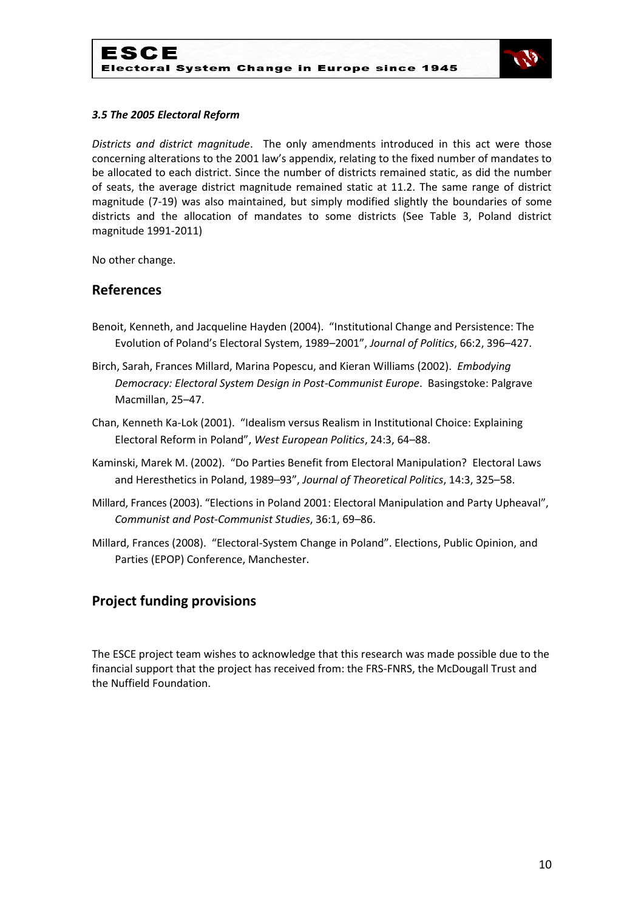*3.5 The 2005 Electoral Reform*

*Districts and district magnitude*. The only amendments introduced in this act were those concerning alterations to the 2001 law's appendix, relating to the fixed number of mandates to be allocated to each district. Since the number of districts remained static, as did the number of seats, the average district magnitude remained static at 11.2. The same range of district magnitude (7-19) was also maintained, but simply modified slightly the boundaries of some districts and the allocation of mandates to some districts (See Table 3, Poland district magnitude 1991-2011)

No other change.

## References

Benoit, Kenneth, and Jacqueline Hayden (2004). "Institutional Change and Persistence: The Evolution of Poland's Electoral System, 1989–2001", *Journal of Politics*, 66:2, 396–427.

Birch, Sarah, Frances Millard, Marina Popescu, and Kieran Williams (2002). *Embodying Democracy: Electoral System Design in Post-Communist Europe*. Basingstoke: Palgrave Macmillan, 25–47.

Chan, Kenneth Ka-Lok (2001). "Idealism versus Realism in Institutional Choice: Explaining Electoral Reform in Poland", *West European Politics*, 24:3, 64–88.

Kaminski, Marek M. (2002). "Do Parties Benefit from Electoral Manipulation? Electoral Laws and Heresthetics in Poland, 1989–93", *Journal of Theoretical Politics*, 14:3, 325–58.

Millard, Frances (2003). "Elections in Poland 2001: Electoral Manipulation and Party Upheaval", *Communist and Post-Communist Studies*, 36:1, 69–86.

Millard, Frances (2008). "Electoral-System Change in Poland". Elections, Public Opinion, and Parties (EPOP) Conference, Manchester.

## Project funding provisions

The ESCE project team wishes to acknowledge that this research was made possible due to the financial support that the project has received from: the FRS-FNRS, the McDougall Trust and the Nuffield Foundation.